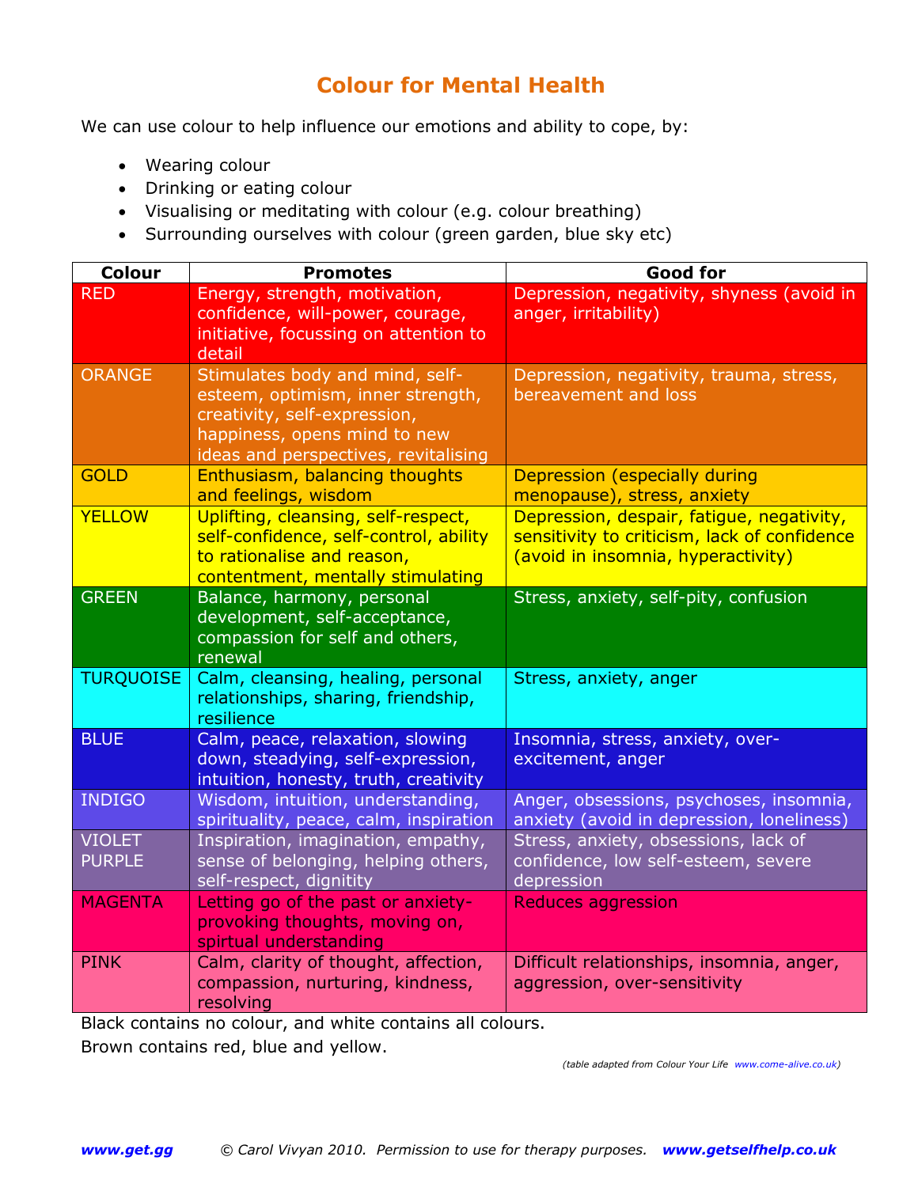# Colour for Mental Health

We can use colour to help influence our emotions and ability to cope, by:

- Wearing colour
- Drinking or eating colour
- Visualising or meditating with colour (e.g. colour breathing)
- Surrounding ourselves with colour (green garden, blue sky etc)

| Colour | Promotes | Good for |
|---|---|---|
| RED | Energy, strength, motivation, confidence, will-power, courage, initiative, focussing on attention to detail | Depression, negativity, shyness (avoid in anger, irritability) |
| ORANGE | Stimulates body and mind, self-esteem, optimism, inner strength, creativity, self-expression, happiness, opens mind to new ideas and perspectives, revitalising | Depression, negativity, trauma, stress, bereavement and loss |
| GOLD | Enthusiasm, balancing thoughts and feelings, wisdom | Depression (especially during menopause), stress, anxiety |
| YELLOW | Uplifting, cleansing, self-respect, self-confidence, self-control, ability to rationalise and reason, contentment, mentally stimulating | Depression, despair, fatigue, negativity, sensitivity to criticism, lack of confidence (avoid in insomnia, hyperactivity) |
| GREEN | Balance, harmony, personal development, self-acceptance, compassion for self and others, renewal | Stress, anxiety, self-pity, confusion |
| TURQUOISE | Calm, cleansing, healing, personal relationships, sharing, friendship, resilience | Stress, anxiety, anger |
| BLUE | Calm, peace, relaxation, slowing down, steadying, self-expression, intuition, honesty, truth, creativity | Insomnia, stress, anxiety, over-excitement, anger |
| INDIGO | Wisdom, intuition, understanding, spirituality, peace, calm, inspiration | Anger, obsessions, psychoses, insomnia, anxiety (avoid in depression, loneliness) |
| VIOLET PURPLE | Inspiration, imagination, empathy, sense of belonging, helping others, self-respect, dignitity | Stress, anxiety, obsessions, lack of confidence, low self-esteem, severe depression |
| MAGENTA | Letting go of the past or anxiety-provoking thoughts, moving on, spirtual understanding | Reduces aggression |
| PINK | Calm, clarity of thought, affection, compassion, nurturing, kindness, resolving | Difficult relationships, insomnia, anger, aggression, over-sensitivity |

Black contains no colour, and white contains all colours.

Brown contains red, blue and yellow.

*(table adapted from Colour Your Life www.come-alive.co.uk)*

**www.get.gg** *© Carol Vivyan 2010. Permission to use for therapy purposes.* **www.getselfhelp.co.uk**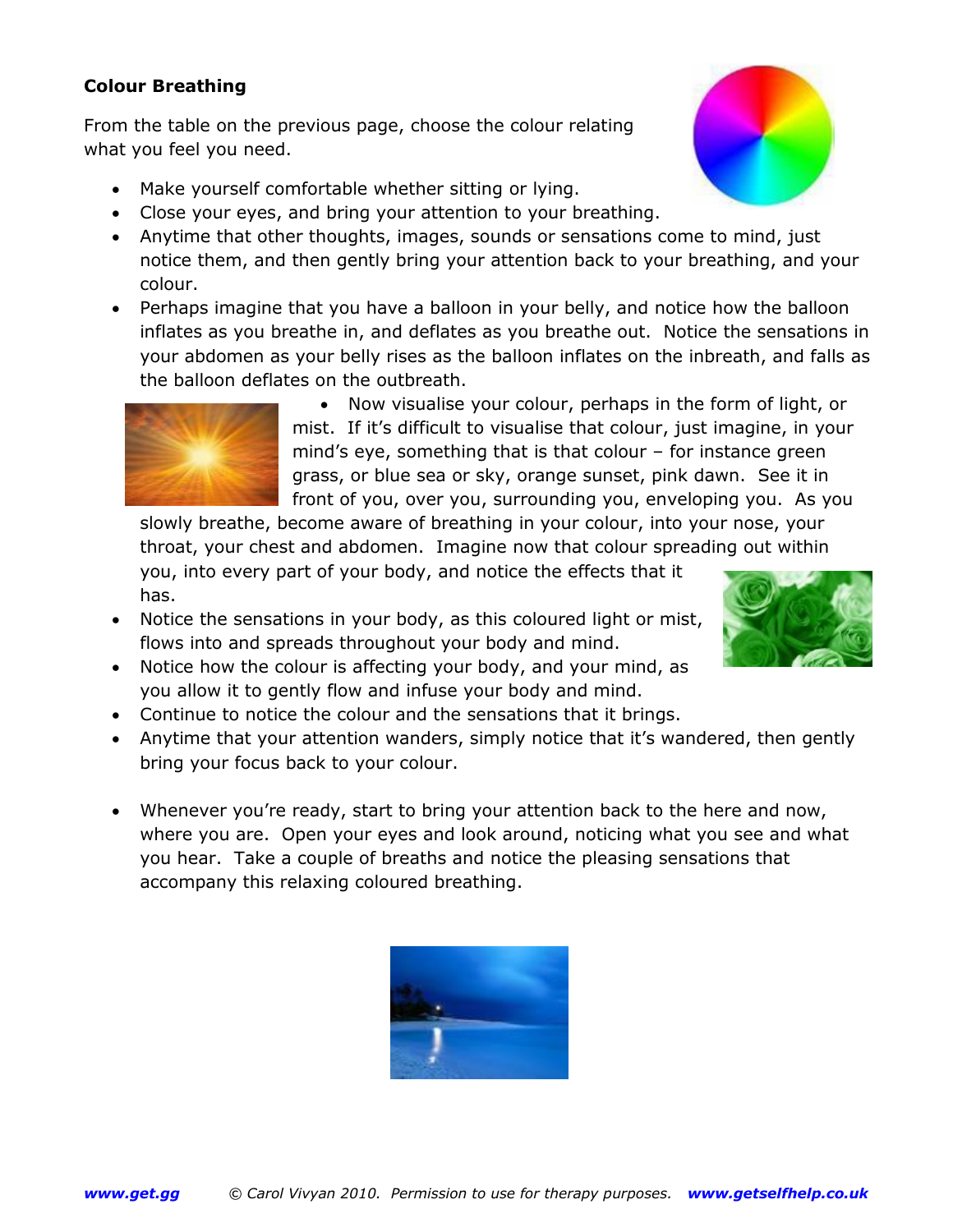**Colour Breathing**

From the table on the previous page, choose the colour relating what you feel you need.

- Make yourself comfortable whether sitting or lying.
- Close your eyes, and bring your attention to your breathing.
- Anytime that other thoughts, images, sounds or sensations come to mind, just notice them, and then gently bring your attention back to your breathing, and your colour.
- Perhaps imagine that you have a balloon in your belly, and notice how the balloon inflates as you breathe in, and deflates as you breathe out. Notice the sensations in your abdomen as your belly rises as the balloon inflates on the inbreath, and falls as the balloon deflates on the outbreath.
- Now visualise your colour, perhaps in the form of light, or mist. If it's difficult to visualise that colour, just imagine, in your mind's eye, something that is that colour – for instance green grass, or blue sea or sky, orange sunset, pink dawn. See it in front of you, over you, surrounding you, enveloping you. As you slowly breathe, become aware of breathing in your colour, into your nose, your throat, your chest and abdomen. Imagine now that colour spreading out within you, into every part of your body, and notice the effects that it has.
- Notice the sensations in your body, as this coloured light or mist, flows into and spreads throughout your body and mind.
- Notice how the colour is affecting your body, and your mind, as you allow it to gently flow and infuse your body and mind.
- Continue to notice the colour and the sensations that it brings.
- Anytime that your attention wanders, simply notice that it's wandered, then gently bring your focus back to your colour.

- Whenever you're ready, start to bring your attention back to the here and now, where you are. Open your eyes and look around, noticing what you see and what you hear. Take a couple of breaths and notice the pleasing sensations that accompany this relaxing coloured breathing.

*www.get.gg* *© Carol Vivyan 2010. Permission to use for therapy purposes.* *www.getselfhelp.co.uk*